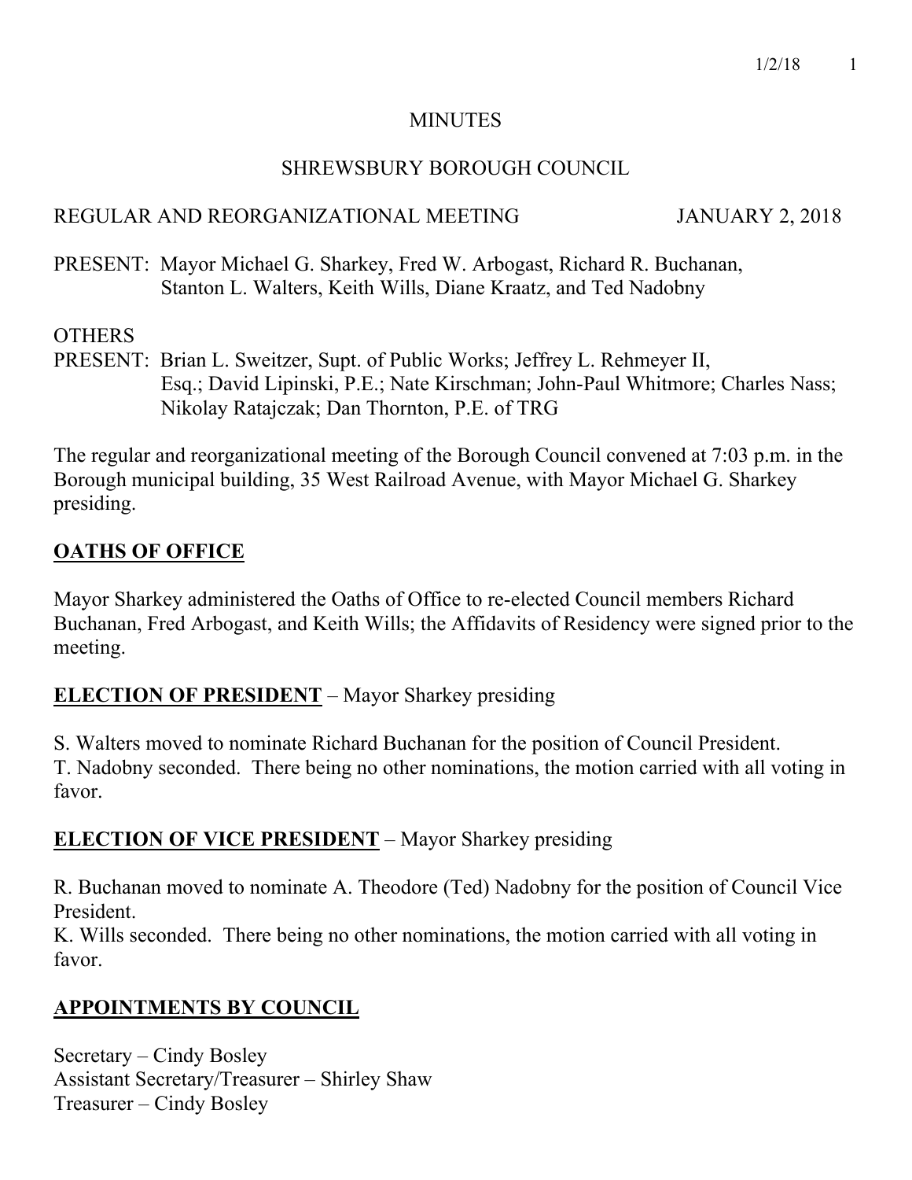# MINUTES

## SHREWSBURY BOROUGH COUNCIL

REGULAR AND REORGANIZATIONAL MEETING JANUARY 2, 2018

PRESENT: Mayor Michael G. Sharkey, Fred W. Arbogast, Richard R. Buchanan, Stanton L. Walters, Keith Wills, Diane Kraatz, and Ted Nadobny

OTHERS PRESENT: Brian L. Sweitzer, Supt. of Public Works; Jeffrey L. Rehmeyer II, Esq.; David Lipinski, P.E.; Nate Kirschman; John-Paul Whitmore; Charles Nass; Nikolay Ratajczak; Dan Thornton, P.E. of TRG

The regular and reorganizational meeting of the Borough Council convened at 7:03 p.m. in the Borough municipal building, 35 West Railroad Avenue, with Mayor Michael G. Sharkey presiding.

**OATHS OF OFFICE**

Mayor Sharkey administered the Oaths of Office to re-elected Council members Richard Buchanan, Fred Arbogast, and Keith Wills; the Affidavits of Residency were signed prior to the meeting.

**ELECTION OF PRESIDENT** – Mayor Sharkey presiding

S. Walters moved to nominate Richard Buchanan for the position of Council President.
T. Nadobny seconded. There being no other nominations, the motion carried with all voting in favor.

**ELECTION OF VICE PRESIDENT** – Mayor Sharkey presiding

R. Buchanan moved to nominate A. Theodore (Ted) Nadobny for the position of Council Vice President.
K. Wills seconded. There being no other nominations, the motion carried with all voting in favor.

**APPOINTMENTS BY COUNCIL**

Secretary – Cindy Bosley
Assistant Secretary/Treasurer – Shirley Shaw
Treasurer – Cindy Bosley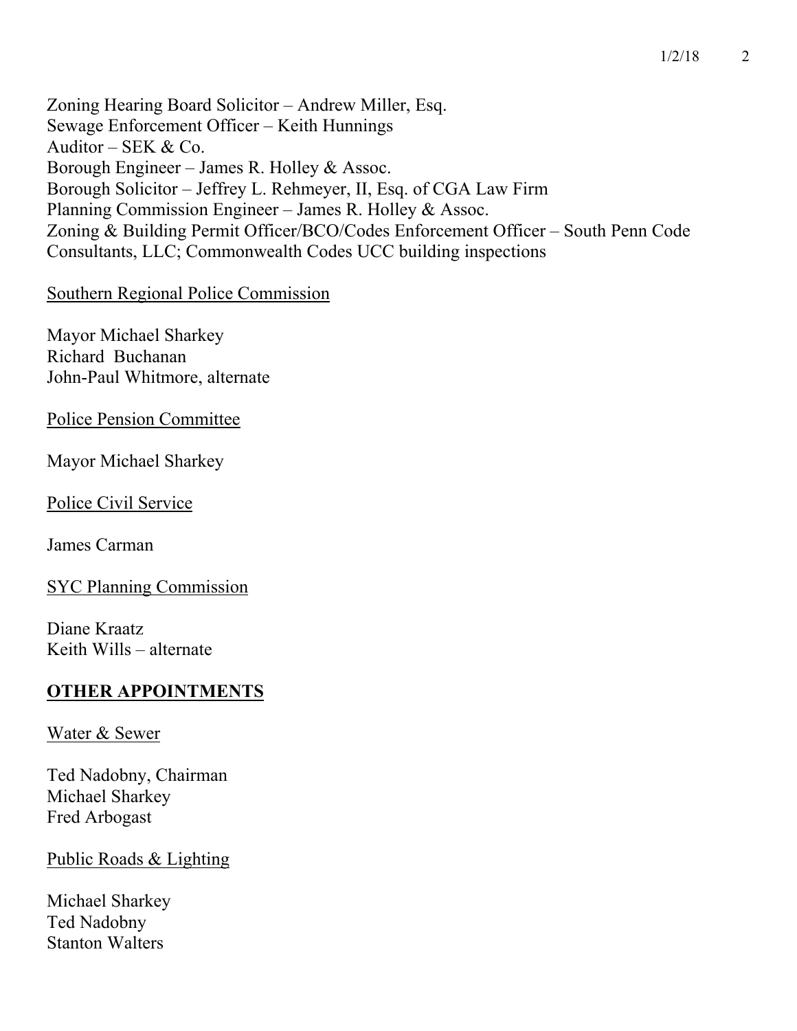Zoning Hearing Board Solicitor – Andrew Miller, Esq.
Sewage Enforcement Officer – Keith Hunnings
Auditor – SEK & Co.
Borough Engineer – James R. Holley & Assoc.
Borough Solicitor – Jeffrey L. Rehmeyer, II, Esq. of CGA Law Firm
Planning Commission Engineer – James R. Holley & Assoc.
Zoning & Building Permit Officer/BCO/Codes Enforcement Officer – South Penn Code Consultants, LLC; Commonwealth Codes UCC building inspections

<u>Southern Regional Police Commission</u>

Mayor Michael Sharkey
Richard Buchanan
John-Paul Whitmore, alternate

<u>Police Pension Committee</u>

Mayor Michael Sharkey

<u>Police Civil Service</u>

James Carman

<u>SYC Planning Commission</u>

Diane Kraatz
Keith Wills – alternate

## **OTHER APPOINTMENTS**

<u>Water & Sewer</u>

Ted Nadobny, Chairman
Michael Sharkey
Fred Arbogast

<u>Public Roads & Lighting</u>

Michael Sharkey
Ted Nadobny
Stanton Walters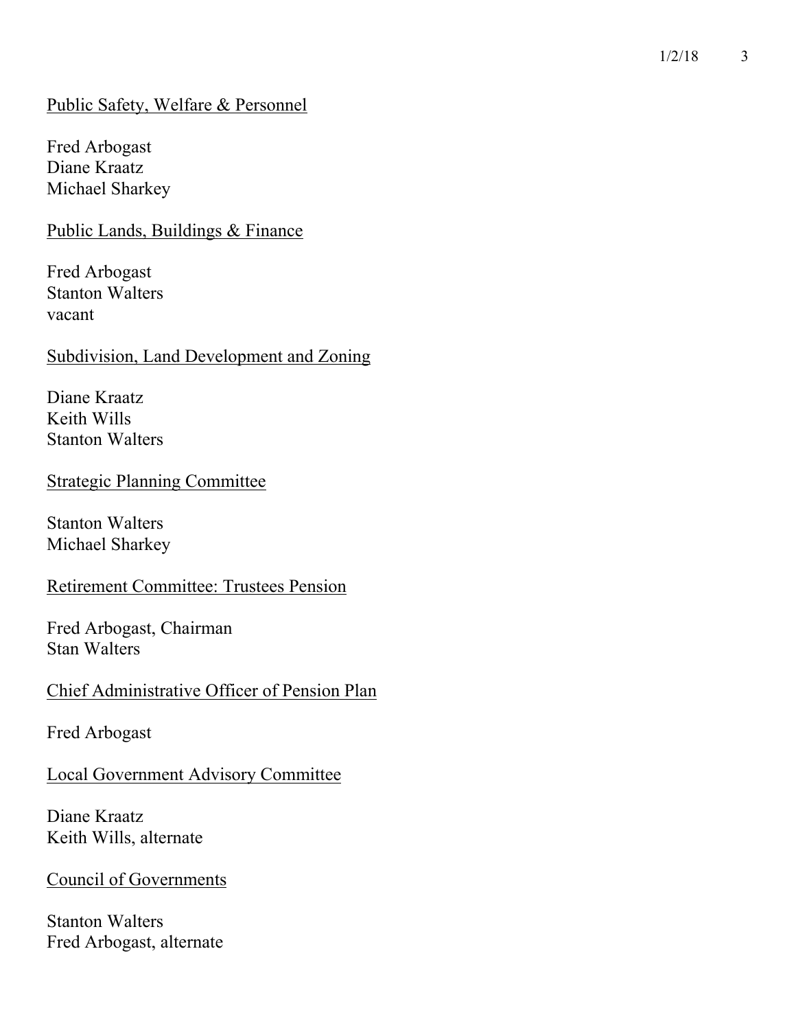Public Safety, Welfare & Personnel

Fred Arbogast
Diane Kraatz
Michael Sharkey

Public Lands, Buildings & Finance

Fred Arbogast
Stanton Walters
vacant

Subdivision, Land Development and Zoning

Diane Kraatz
Keith Wills
Stanton Walters

Strategic Planning Committee

Stanton Walters
Michael Sharkey

Retirement Committee: Trustees Pension

Fred Arbogast, Chairman
Stan Walters

Chief Administrative Officer of Pension Plan

Fred Arbogast

Local Government Advisory Committee

Diane Kraatz
Keith Wills, alternate

Council of Governments

Stanton Walters
Fred Arbogast, alternate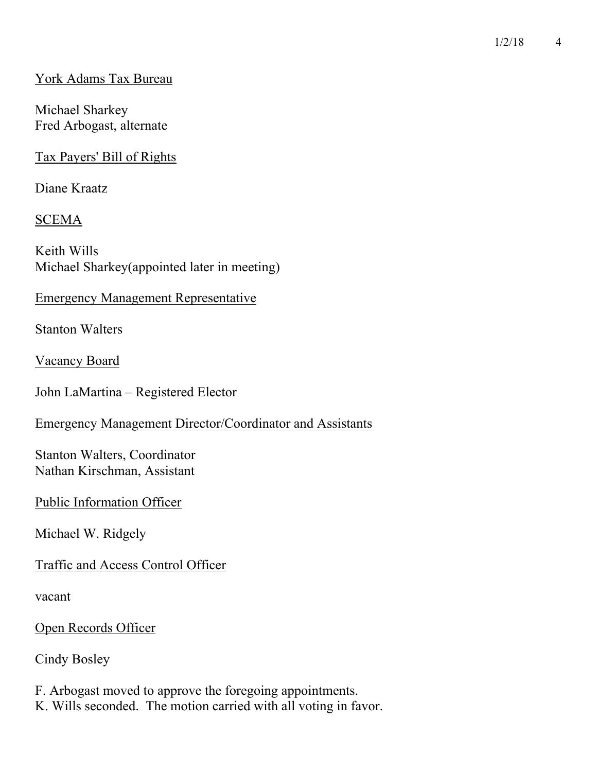York Adams Tax Bureau

Michael Sharkey
Fred Arbogast, alternate

Tax Payers' Bill of Rights

Diane Kraatz

SCEMA

Keith Wills
Michael Sharkey(appointed later in meeting)

Emergency Management Representative

Stanton Walters

Vacancy Board

John LaMartina – Registered Elector

Emergency Management Director/Coordinator and Assistants

Stanton Walters, Coordinator
Nathan Kirschman, Assistant

Public Information Officer

Michael W. Ridgely

Traffic and Access Control Officer

vacant

Open Records Officer

Cindy Bosley

F. Arbogast moved to approve the foregoing appointments.
K. Wills seconded. The motion carried with all voting in favor.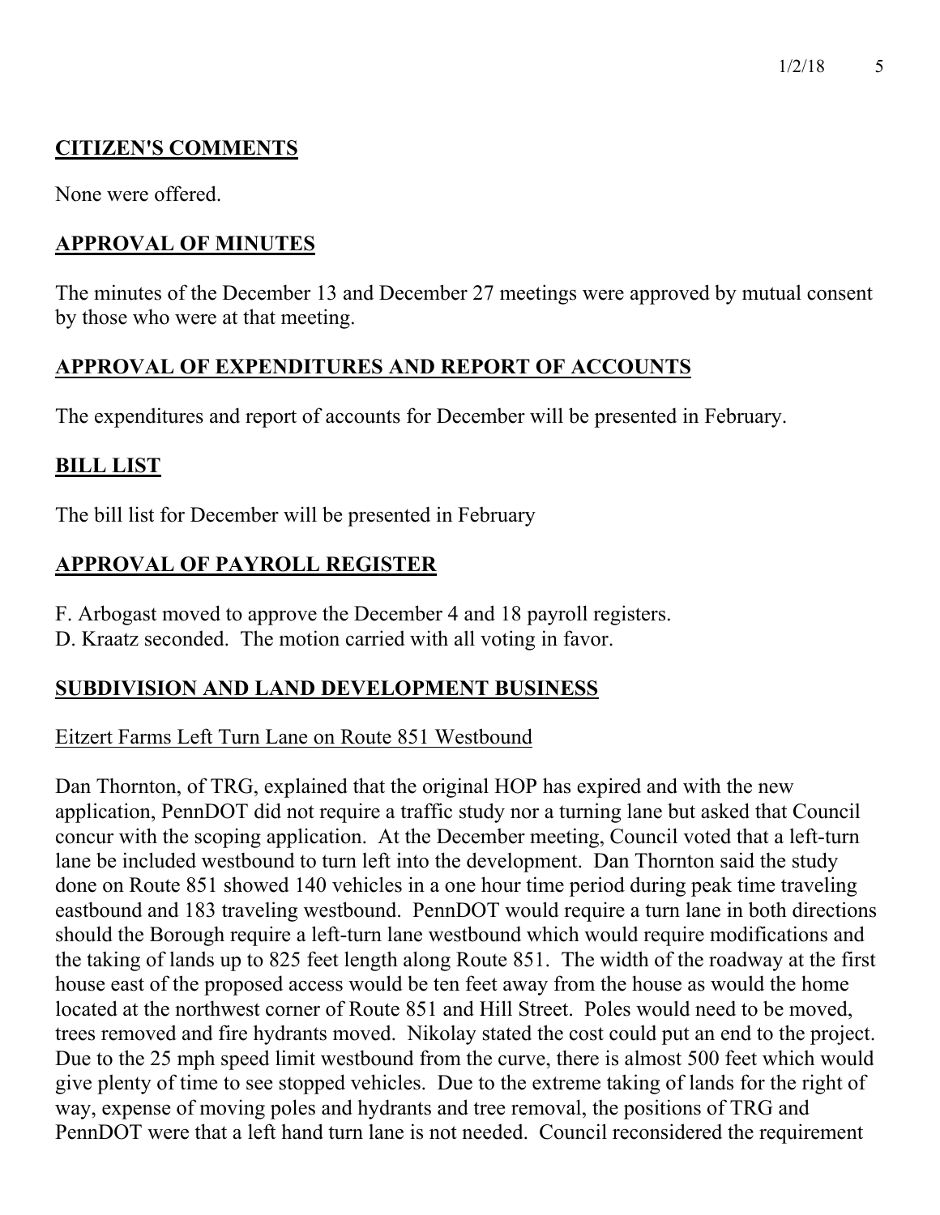## **CITIZEN'S COMMENTS**

None were offered.

## **APPROVAL OF MINUTES**

The minutes of the December 13 and December 27 meetings were approved by mutual consent by those who were at that meeting.

## **APPROVAL OF EXPENDITURES AND REPORT OF ACCOUNTS**

The expenditures and report of accounts for December will be presented in February.

## **BILL LIST**

The bill list for December will be presented in February

## **APPROVAL OF PAYROLL REGISTER**

F. Arbogast moved to approve the December 4 and 18 payroll registers.
D. Kraatz seconded. The motion carried with all voting in favor.

## **SUBDIVISION AND LAND DEVELOPMENT BUSINESS**

Eitzert Farms Left Turn Lane on Route 851 Westbound

Dan Thornton, of TRG, explained that the original HOP has expired and with the new application, PennDOT did not require a traffic study nor a turning lane but asked that Council concur with the scoping application. At the December meeting, Council voted that a left-turn lane be included westbound to turn left into the development. Dan Thornton said the study done on Route 851 showed 140 vehicles in a one hour time period during peak time traveling eastbound and 183 traveling westbound. PennDOT would require a turn lane in both directions should the Borough require a left-turn lane westbound which would require modifications and the taking of lands up to 825 feet length along Route 851. The width of the roadway at the first house east of the proposed access would be ten feet away from the house as would the home located at the northwest corner of Route 851 and Hill Street. Poles would need to be moved, trees removed and fire hydrants moved. Nikolay stated the cost could put an end to the project. Due to the 25 mph speed limit westbound from the curve, there is almost 500 feet which would give plenty of time to see stopped vehicles. Due to the extreme taking of lands for the right of way, expense of moving poles and hydrants and tree removal, the positions of TRG and PennDOT were that a left hand turn lane is not needed. Council reconsidered the requirement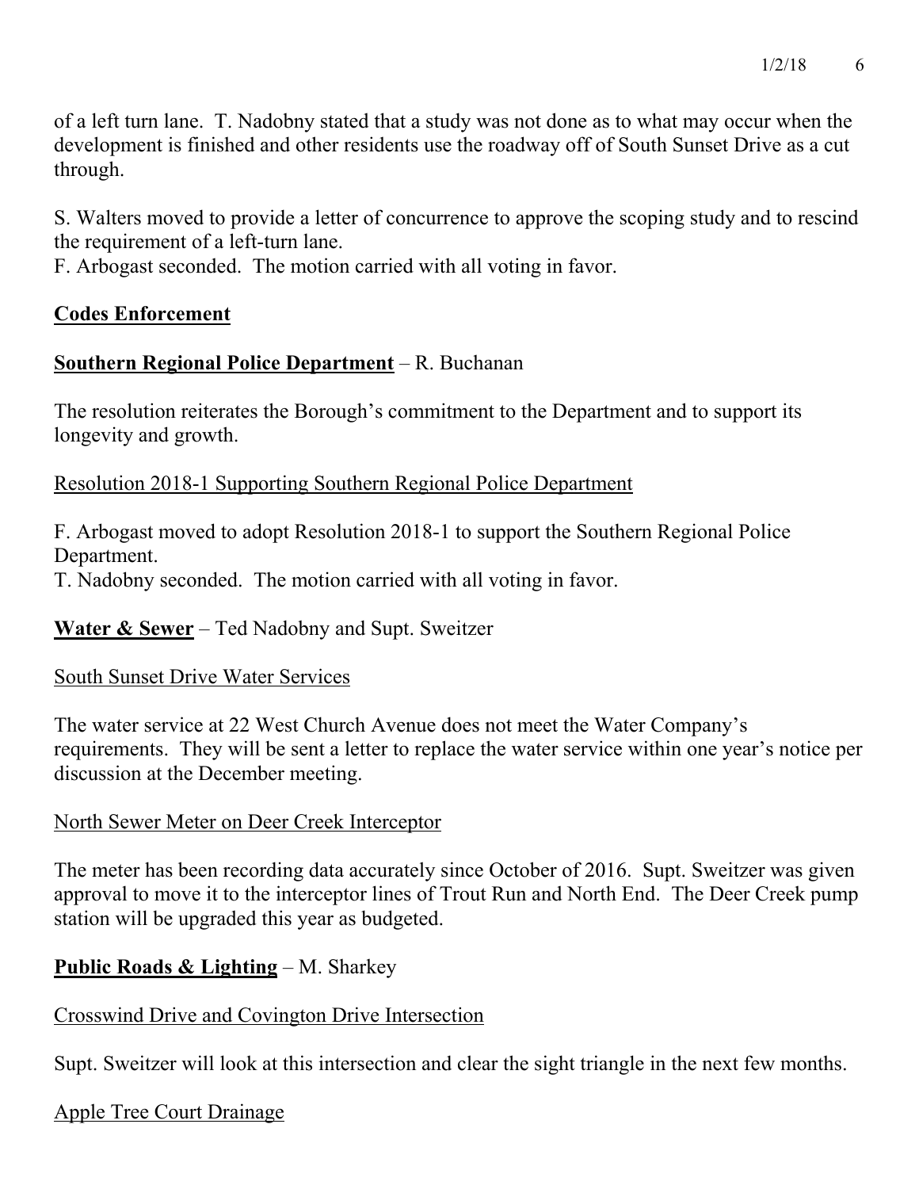of a left turn lane. T. Nadobny stated that a study was not done as to what may occur when the development is finished and other residents use the roadway off of South Sunset Drive as a cut through.

S. Walters moved to provide a letter of concurrence to approve the scoping study and to rescind the requirement of a left-turn lane.
F. Arbogast seconded. The motion carried with all voting in favor.

## Codes Enforcement

## Southern Regional Police Department – R. Buchanan

The resolution reiterates the Borough's commitment to the Department and to support its longevity and growth.

### Resolution 2018-1 Supporting Southern Regional Police Department

F. Arbogast moved to adopt Resolution 2018-1 to support the Southern Regional Police Department.
T. Nadobny seconded. The motion carried with all voting in favor.

## Water & Sewer – Ted Nadobny and Supt. Sweitzer

### South Sunset Drive Water Services

The water service at 22 West Church Avenue does not meet the Water Company's requirements. They will be sent a letter to replace the water service within one year's notice per discussion at the December meeting.

### North Sewer Meter on Deer Creek Interceptor

The meter has been recording data accurately since October of 2016. Supt. Sweitzer was given approval to move it to the interceptor lines of Trout Run and North End. The Deer Creek pump station will be upgraded this year as budgeted.

## Public Roads & Lighting – M. Sharkey

### Crosswind Drive and Covington Drive Intersection

Supt. Sweitzer will look at this intersection and clear the sight triangle in the next few months.

### Apple Tree Court Drainage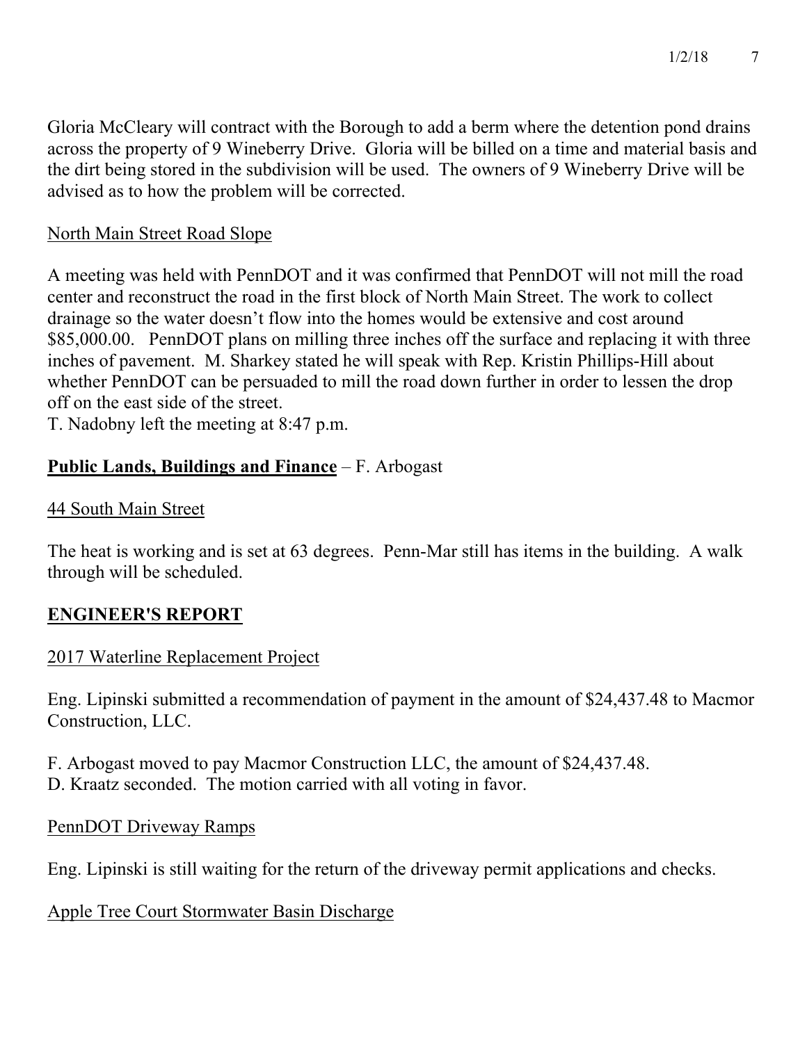Gloria McCleary will contract with the Borough to add a berm where the detention pond drains across the property of 9 Wineberry Drive. Gloria will be billed on a time and material basis and the dirt being stored in the subdivision will be used. The owners of 9 Wineberry Drive will be advised as to how the problem will be corrected.

<u>North Main Street Road Slope</u>

A meeting was held with PennDOT and it was confirmed that PennDOT will not mill the road center and reconstruct the road in the first block of North Main Street. The work to collect drainage so the water doesn't flow into the homes would be extensive and cost around $85,000.00. PennDOT plans on milling three inches off the surface and replacing it with three inches of pavement. M. Sharkey stated he will speak with Rep. Kristin Phillips-Hill about whether PennDOT can be persuaded to mill the road down further in order to lessen the drop off on the east side of the street.
T. Nadobny left the meeting at 8:47 p.m.

**<u>Public Lands, Buildings and Finance</u>** – F. Arbogast

<u>44 South Main Street</u>

The heat is working and is set at 63 degrees. Penn-Mar still has items in the building. A walk through will be scheduled.

## <u>ENGINEER'S REPORT</u>

<u>2017 Waterline Replacement Project</u>

Eng. Lipinski submitted a recommendation of payment in the amount of $24,437.48 to Macmor Construction, LLC.

F. Arbogast moved to pay Macmor Construction LLC, the amount of $24,437.48.
D. Kraatz seconded. The motion carried with all voting in favor.

<u>PennDOT Driveway Ramps</u>

Eng. Lipinski is still waiting for the return of the driveway permit applications and checks.

<u>Apple Tree Court Stormwater Basin Discharge</u>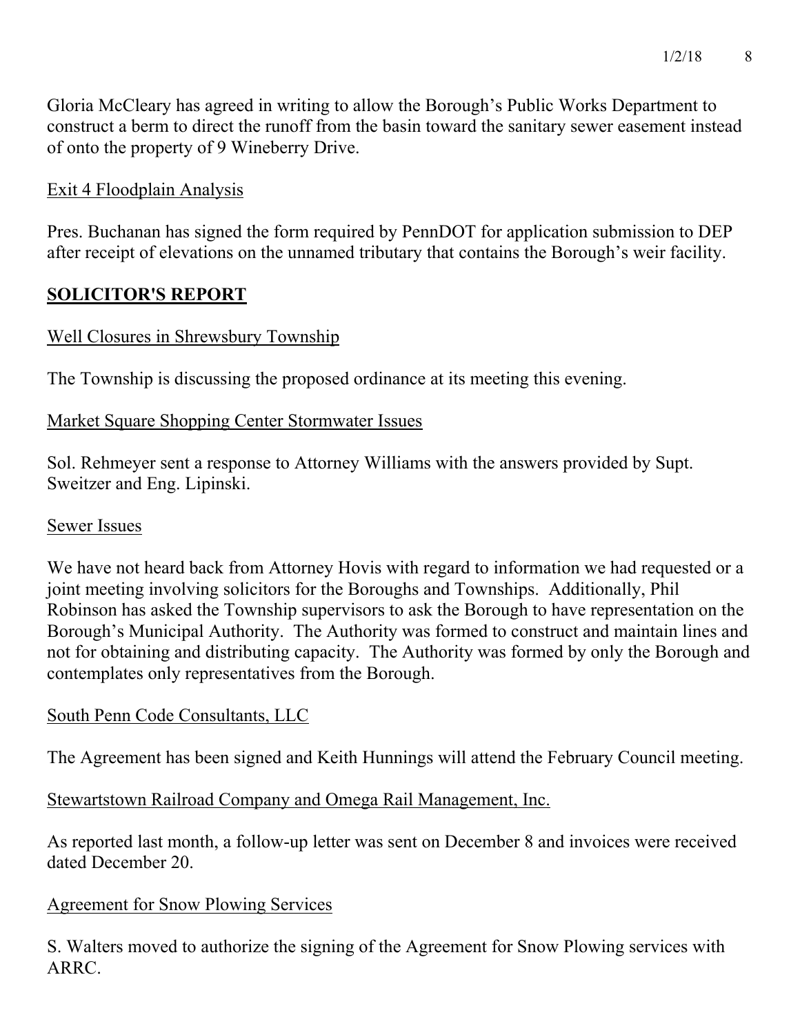Gloria McCleary has agreed in writing to allow the Borough's Public Works Department to construct a berm to direct the runoff from the basin toward the sanitary sewer easement instead of onto the property of 9 Wineberry Drive.

Exit 4 Floodplain Analysis

Pres. Buchanan has signed the form required by PennDOT for application submission to DEP after receipt of elevations on the unnamed tributary that contains the Borough's weir facility.

## SOLICITOR'S REPORT

Well Closures in Shrewsbury Township

The Township is discussing the proposed ordinance at its meeting this evening.

Market Square Shopping Center Stormwater Issues

Sol. Rehmeyer sent a response to Attorney Williams with the answers provided by Supt. Sweitzer and Eng. Lipinski.

Sewer Issues

We have not heard back from Attorney Hovis with regard to information we had requested or a joint meeting involving solicitors for the Boroughs and Townships. Additionally, Phil Robinson has asked the Township supervisors to ask the Borough to have representation on the Borough's Municipal Authority. The Authority was formed to construct and maintain lines and not for obtaining and distributing capacity. The Authority was formed by only the Borough and contemplates only representatives from the Borough.

South Penn Code Consultants, LLC

The Agreement has been signed and Keith Hunnings will attend the February Council meeting.

Stewartstown Railroad Company and Omega Rail Management, Inc.

As reported last month, a follow-up letter was sent on December 8 and invoices were received dated December 20.

Agreement for Snow Plowing Services

S. Walters moved to authorize the signing of the Agreement for Snow Plowing services with ARRC.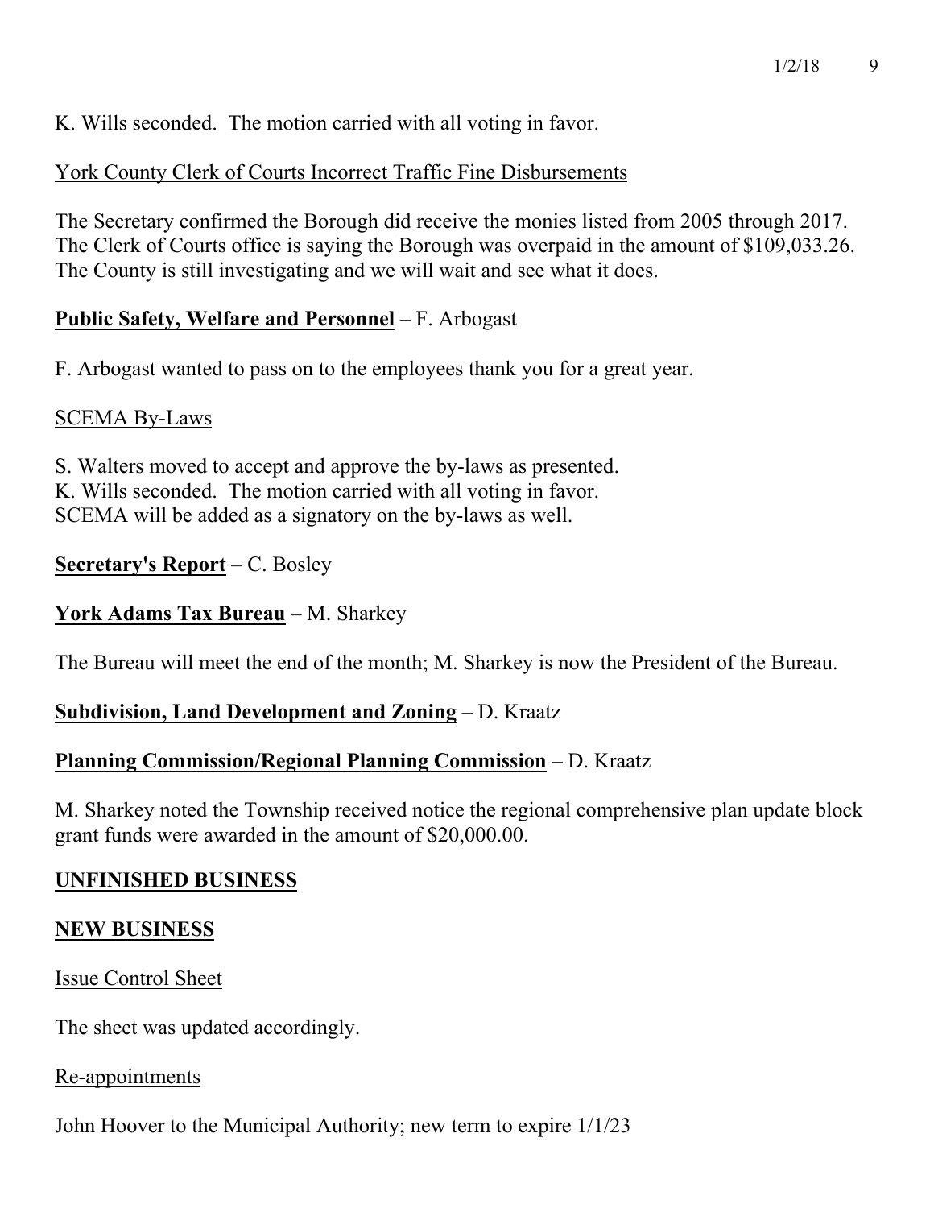K. Wills seconded. The motion carried with all voting in favor.

York County Clerk of Courts Incorrect Traffic Fine Disbursements

The Secretary confirmed the Borough did receive the monies listed from 2005 through 2017. The Clerk of Courts office is saying the Borough was overpaid in the amount of $109,033.26. The County is still investigating and we will wait and see what it does.

**Public Safety, Welfare and Personnel** – F. Arbogast

F. Arbogast wanted to pass on to the employees thank you for a great year.

SCEMA By-Laws

S. Walters moved to accept and approve the by-laws as presented.
K. Wills seconded. The motion carried with all voting in favor.
SCEMA will be added as a signatory on the by-laws as well.

**Secretary's Report** – C. Bosley

**York Adams Tax Bureau** – M. Sharkey

The Bureau will meet the end of the month; M. Sharkey is now the President of the Bureau.

**Subdivision, Land Development and Zoning** – D. Kraatz

**Planning Commission/Regional Planning Commission** – D. Kraatz

M. Sharkey noted the Township received notice the regional comprehensive plan update block grant funds were awarded in the amount of $20,000.00.

**UNFINISHED BUSINESS**

**NEW BUSINESS**

Issue Control Sheet

The sheet was updated accordingly.

Re-appointments

John Hoover to the Municipal Authority; new term to expire 1/1/23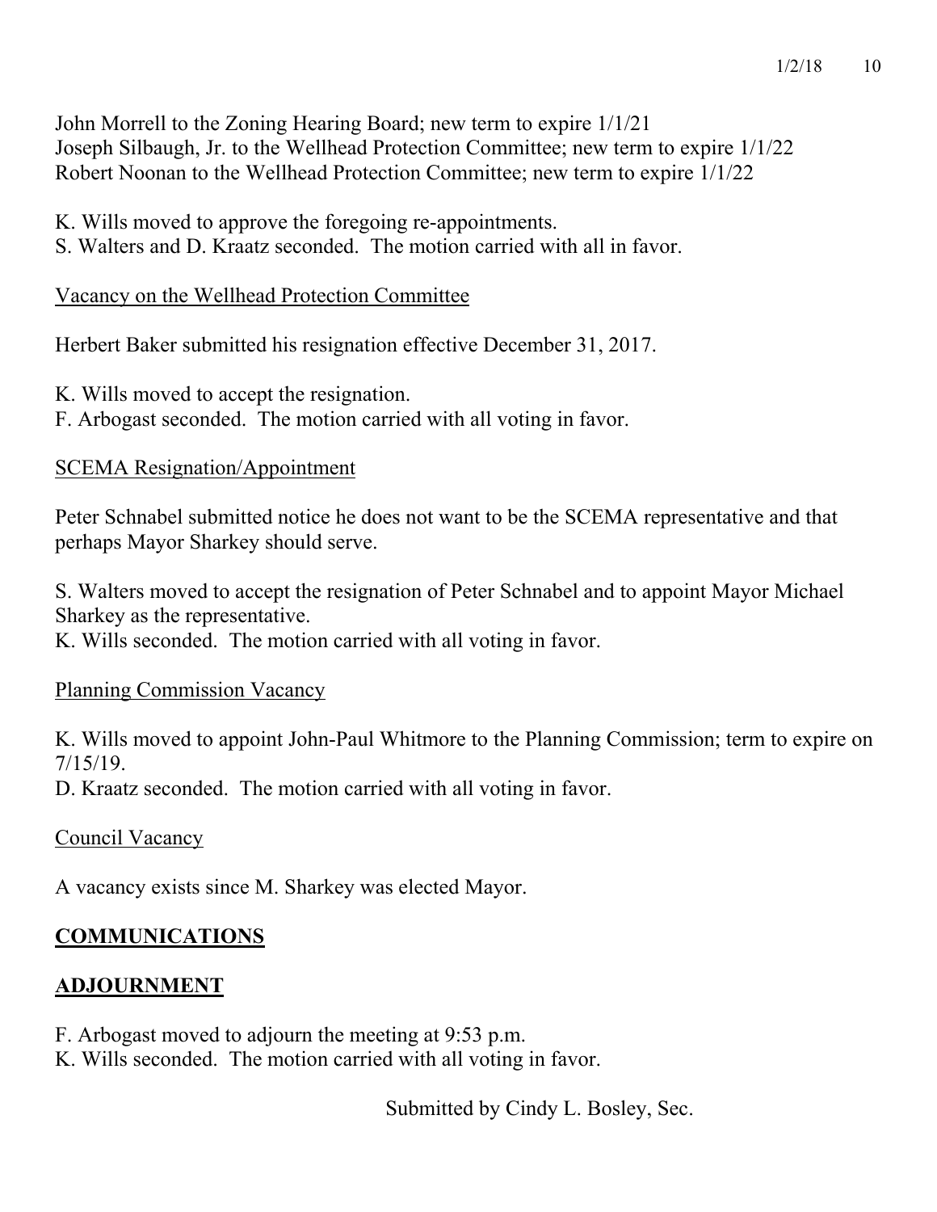John Morrell to the Zoning Hearing Board; new term to expire 1/1/21
Joseph Silbaugh, Jr. to the Wellhead Protection Committee; new term to expire 1/1/22
Robert Noonan to the Wellhead Protection Committee; new term to expire 1/1/22

K. Wills moved to approve the foregoing re-appointments.
S. Walters and D. Kraatz seconded. The motion carried with all in favor.

<u>Vacancy on the Wellhead Protection Committee</u>

Herbert Baker submitted his resignation effective December 31, 2017.

K. Wills moved to accept the resignation.
F. Arbogast seconded. The motion carried with all voting in favor.

<u>SCEMA Resignation/Appointment</u>

Peter Schnabel submitted notice he does not want to be the SCEMA representative and that perhaps Mayor Sharkey should serve.

S. Walters moved to accept the resignation of Peter Schnabel and to appoint Mayor Michael Sharkey as the representative.
K. Wills seconded. The motion carried with all voting in favor.

<u>Planning Commission Vacancy</u>

K. Wills moved to appoint John-Paul Whitmore to the Planning Commission; term to expire on 7/15/19.
D. Kraatz seconded. The motion carried with all voting in favor.

<u>Council Vacancy</u>

A vacancy exists since M. Sharkey was elected Mayor.

## **COMMUNICATIONS**

## **ADJOURNMENT**

F. Arbogast moved to adjourn the meeting at 9:53 p.m.
K. Wills seconded. The motion carried with all voting in favor.

Submitted by Cindy L. Bosley, Sec.